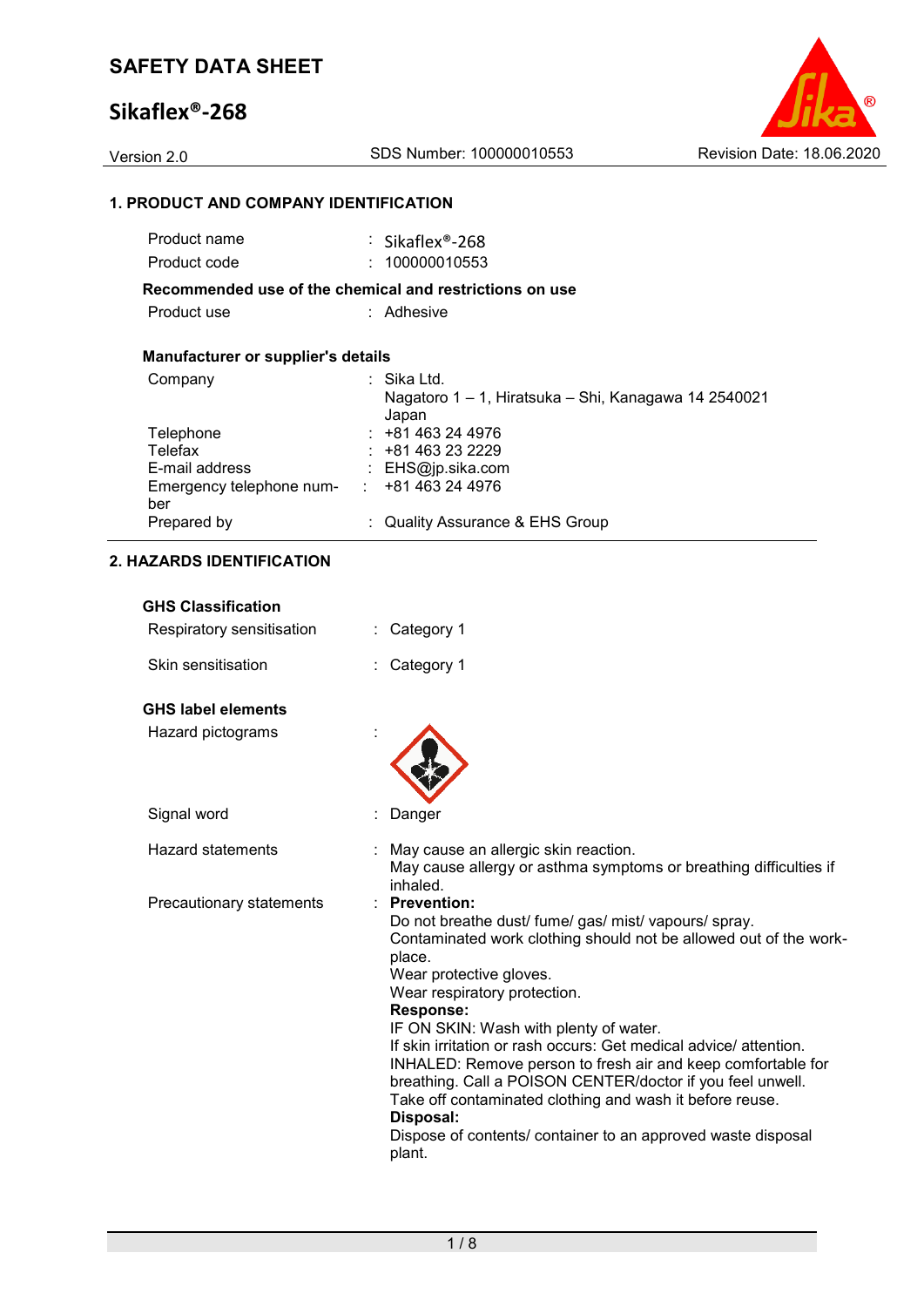# SAFETY DATA SHEET

## Sikaflex®-268

Version 2.0 | SDS Number: 100000010553 | Revision Date: 18.06.2020

### 1. PRODUCT AND COMPANY IDENTIFICATION

| | |
|---|---|
| Product name | : Sikaflex®-268 |
| Product code | : 100000010553 |

**Recommended use of the chemical and restrictions on use**

| | |
|---|---|
| Product use | : Adhesive |

**Manufacturer or supplier's details**

| | |
|---|---|
| Company | : Sika Ltd.<br>Nagatoro 1 – 1, Hiratsuka – Shi, Kanagawa 14 2540021<br>Japan |
| Telephone | : +81 463 24 4976 |
| Telefax | : +81 463 23 2229 |
| E-mail address | : EHS@jp.sika.com |
| Emergency telephone number | : +81 463 24 4976 |
| Prepared by | : Quality Assurance & EHS Group |

### 2. HAZARDS IDENTIFICATION

**GHS Classification**

| | |
|---|---|
| Respiratory sensitisation | : Category 1 |
| Skin sensitisation | : Category 1 |

**GHS label elements**

Hazard pictograms :

Signal word : Danger

Hazard statements : May cause an allergic skin reaction.
May cause allergy or asthma symptoms or breathing difficulties if inhaled.

Precautionary statements :

**Prevention:**
Do not breathe dust/ fume/ gas/ mist/ vapours/ spray.
Contaminated work clothing should not be allowed out of the workplace.
Wear protective gloves.
Wear respiratory protection.

**Response:**
IF ON SKIN: Wash with plenty of water.
If skin irritation or rash occurs: Get medical advice/ attention.
INHALED: Remove person to fresh air and keep comfortable for breathing. Call a POISON CENTER/doctor if you feel unwell.
Take off contaminated clothing and wash it before reuse.

**Disposal:**
Dispose of contents/ container to an approved waste disposal plant.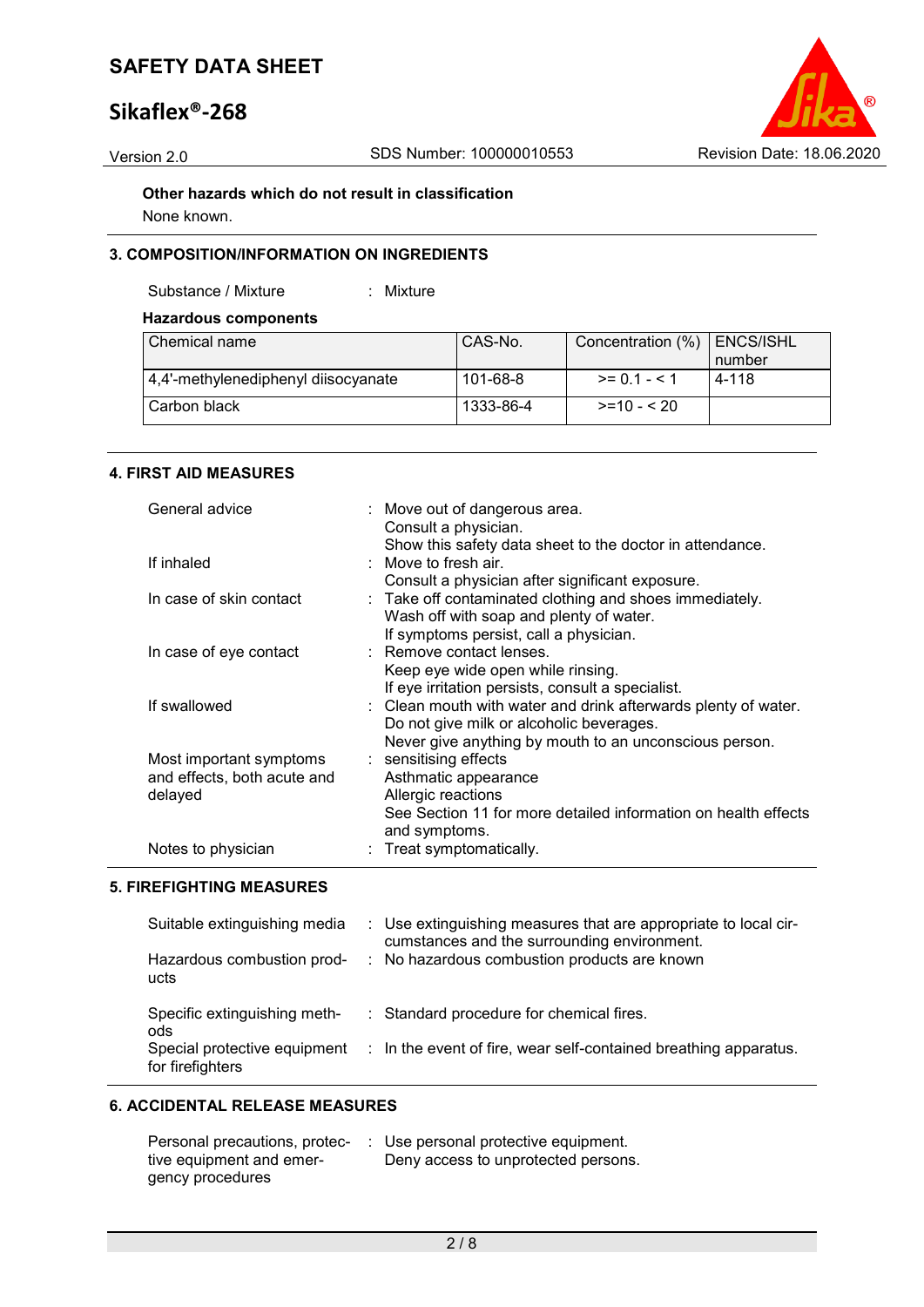**Other hazards which do not result in classification**

None known.

## 3. COMPOSITION/INFORMATION ON INGREDIENTS

Substance / Mixture : Mixture

**Hazardous components**

| Chemical name | CAS-No. | Concentration (%) | ENCS/ISHL number |
|---|---|---|---|
| 4,4'-methylenediphenyl diisocyanate | 101-68-8 | >= 0.1 - < 1 | 4-118 |
| Carbon black | 1333-86-4 | >=10 - < 20 | |

## 4. FIRST AID MEASURES

General advice : Move out of dangerous area.
Consult a physician.
Show this safety data sheet to the doctor in attendance.

If inhaled : Move to fresh air.
Consult a physician after significant exposure.

In case of skin contact : Take off contaminated clothing and shoes immediately.
Wash off with soap and plenty of water.
If symptoms persist, call a physician.

In case of eye contact : Remove contact lenses.
Keep eye wide open while rinsing.
If eye irritation persists, consult a specialist.

If swallowed : Clean mouth with water and drink afterwards plenty of water.
Do not give milk or alcoholic beverages.
Never give anything by mouth to an unconscious person.

Most important symptoms and effects, both acute and delayed : sensitising effects
Asthmatic appearance
Allergic reactions
See Section 11 for more detailed information on health effects and symptoms.

Notes to physician : Treat symptomatically.

## 5. FIREFIGHTING MEASURES

Suitable extinguishing media : Use extinguishing measures that are appropriate to local circumstances and the surrounding environment.

Hazardous combustion products : No hazardous combustion products are known

Specific extinguishing methods : Standard procedure for chemical fires.

Special protective equipment for firefighters : In the event of fire, wear self-contained breathing apparatus.

## 6. ACCIDENTAL RELEASE MEASURES

Personal precautions, protective equipment and emergency procedures : Use personal protective equipment.
Deny access to unprotected persons.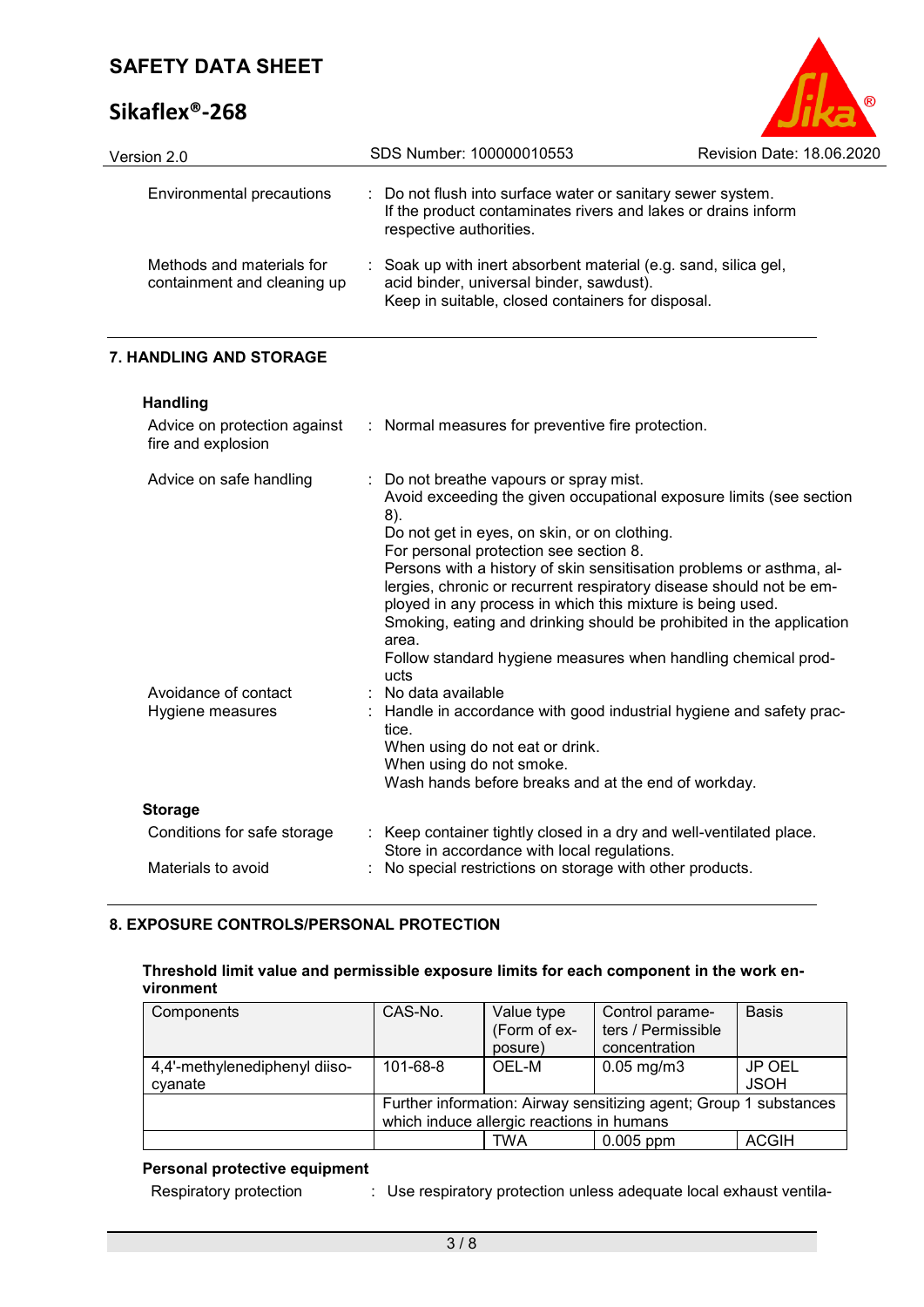| | | |
|---|---|---|
| Environmental precautions | : | Do not flush into surface water or sanitary sewer system.<br>If the product contaminates rivers and lakes or drains inform respective authorities. |
| Methods and materials for containment and cleaning up | : | Soak up with inert absorbent material (e.g. sand, silica gel, acid binder, universal binder, sawdust).<br>Keep in suitable, closed containers for disposal. |

## 7. HANDLING AND STORAGE

**Handling**

| | | |
|---|---|---|
| Advice on protection against fire and explosion | : | Normal measures for preventive fire protection. |
| Advice on safe handling | : | Do not breathe vapours or spray mist.<br>Avoid exceeding the given occupational exposure limits (see section 8).<br>Do not get in eyes, on skin, or on clothing.<br>For personal protection see section 8.<br>Persons with a history of skin sensitisation problems or asthma, allergies, chronic or recurrent respiratory disease should not be employed in any process in which this mixture is being used.<br>Smoking, eating and drinking should be prohibited in the application area.<br>Follow standard hygiene measures when handling chemical products |
| Avoidance of contact | : | No data available |
| Hygiene measures | : | Handle in accordance with good industrial hygiene and safety practice.<br>When using do not eat or drink.<br>When using do not smoke.<br>Wash hands before breaks and at the end of workday. |

**Storage**

| | | |
|---|---|---|
| Conditions for safe storage | : | Keep container tightly closed in a dry and well-ventilated place.<br>Store in accordance with local regulations. |
| Materials to avoid | : | No special restrictions on storage with other products. |

## 8. EXPOSURE CONTROLS/PERSONAL PROTECTION

**Threshold limit value and permissible exposure limits for each component in the work environment**

| Components | CAS-No. | Value type (Form of exposure) | Control parameters / Permissible concentration | Basis |
|---|---|---|---|---|
| 4,4'-methylenediphenyl diisocyanate | 101-68-8 | OEL-M | 0.05 mg/m3 | JP OEL JSOH |
| | Further information: Airway sensitizing agent; Group 1 substances which induce allergic reactions in humans | | | |
| | | TWA | 0.005 ppm | ACGIH |

**Personal protective equipment**

Respiratory protection : Use respiratory protection unless adequate local exhaust ventila-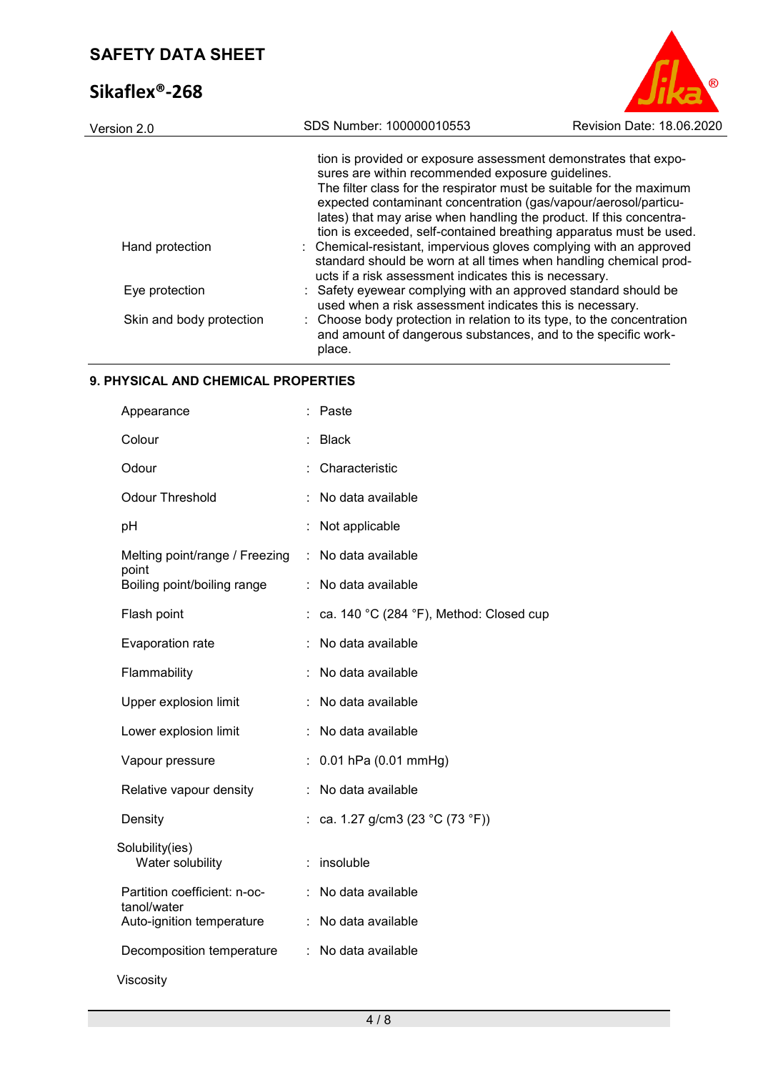| | | |
|---|---|---|
| | | tion is provided or exposure assessment demonstrates that exposures are within recommended exposure guidelines. The filter class for the respirator must be suitable for the maximum expected contaminant concentration (gas/vapour/aerosol/particulates) that may arise when handling the product. If this concentration is exceeded, self-contained breathing apparatus must be used. |
| Hand protection | : | Chemical-resistant, impervious gloves complying with an approved standard should be worn at all times when handling chemical products if a risk assessment indicates this is necessary. |
| Eye protection | : | Safety eyewear complying with an approved standard should be used when a risk assessment indicates this is necessary. |
| Skin and body protection | : | Choose body protection in relation to its type, to the concentration and amount of dangerous substances, and to the specific workplace. |

## 9. PHYSICAL AND CHEMICAL PROPERTIES

| | | |
|---|---|---|
| Appearance | : | Paste |
| Colour | : | Black |
| Odour | : | Characteristic |
| Odour Threshold | : | No data available |
| pH | : | Not applicable |
| Melting point/range / Freezing point | : | No data available |
| Boiling point/boiling range | : | No data available |
| Flash point | : | ca. 140 °C (284 °F), Method: Closed cup |
| Evaporation rate | : | No data available |
| Flammability | : | No data available |
| Upper explosion limit | : | No data available |
| Lower explosion limit | : | No data available |
| Vapour pressure | : | 0.01 hPa (0.01 mmHg) |
| Relative vapour density | : | No data available |
| Density | : | ca. 1.27 g/cm3 (23 °C (73 °F)) |
| Solubility(ies) | | |
| Water solubility | : | insoluble |
| Partition coefficient: n-octanol/water | : | No data available |
| Auto-ignition temperature | : | No data available |
| Decomposition temperature | : | No data available |
| Viscosity | | |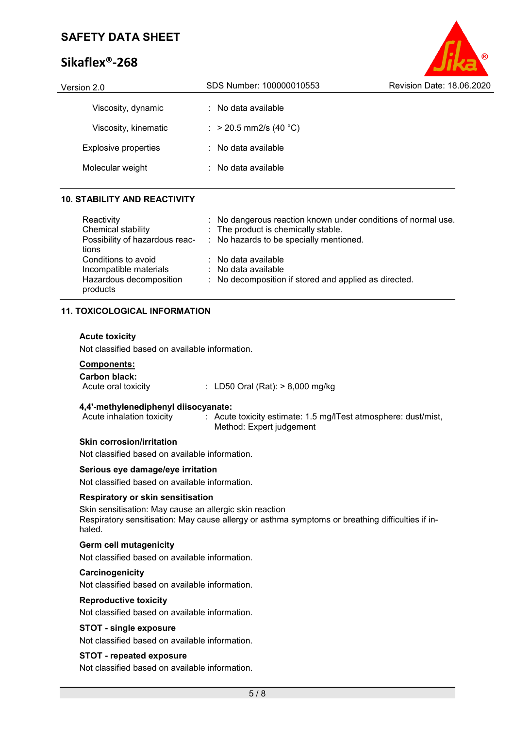| | |
|---|---|
| Viscosity, dynamic | : No data available |
| Viscosity, kinematic | : > 20.5 mm2/s (40 °C) |
| Explosive properties | : No data available |
| Molecular weight | : No data available |

## 10. STABILITY AND REACTIVITY

| | |
|---|---|
| Reactivity | : No dangerous reaction known under conditions of normal use. |
| Chemical stability | : The product is chemically stable. |
| Possibility of hazardous reactions | : No hazards to be specially mentioned. |
| Conditions to avoid | : No data available |
| Incompatible materials | : No data available |
| Hazardous decomposition products | : No decomposition if stored and applied as directed. |

## 11. TOXICOLOGICAL INFORMATION

### Acute toxicity

Not classified based on available information.

**Components:**

**Carbon black:**

Acute oral toxicity : LD50 Oral (Rat): > 8,000 mg/kg

**4,4'-methylenediphenyl diisocyanate:**

Acute inhalation toxicity : Acute toxicity estimate: 1.5 mg/lTest atmosphere: dust/mist, Method: Expert judgement

### Skin corrosion/irritation

Not classified based on available information.

### Serious eye damage/eye irritation

Not classified based on available information.

### Respiratory or skin sensitisation

Skin sensitisation: May cause an allergic skin reaction
Respiratory sensitisation: May cause allergy or asthma symptoms or breathing difficulties if inhaled.

### Germ cell mutagenicity

Not classified based on available information.

### Carcinogenicity

Not classified based on available information.

### Reproductive toxicity

Not classified based on available information.

### STOT - single exposure

Not classified based on available information.

### STOT - repeated exposure

Not classified based on available information.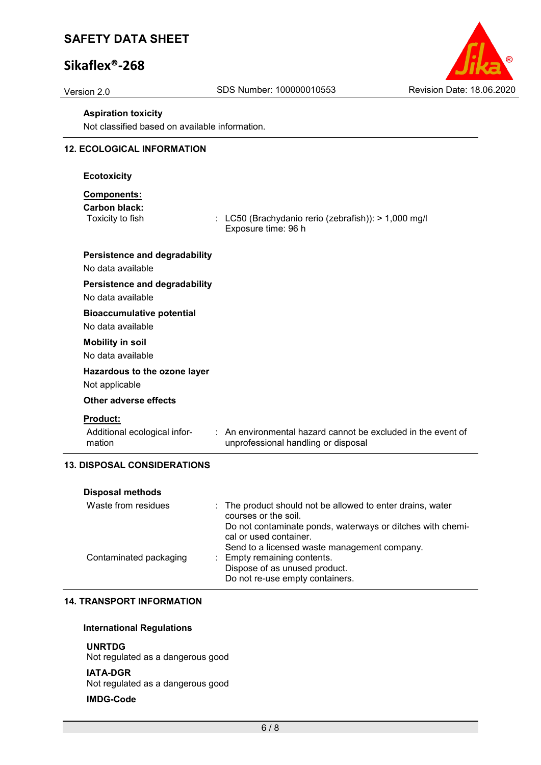**Aspiration toxicity**

Not classified based on available information.

## 12. ECOLOGICAL INFORMATION

**Ecotoxicity**

**Components:**

**Carbon black:**

| | |
|---|---|
| Toxicity to fish | : LC50 (Brachydanio rerio (zebrafish)): > 1,000 mg/l<br>Exposure time: 96 h |

**Persistence and degradability**

No data available

**Persistence and degradability**

No data available

**Bioaccumulative potential**

No data available

**Mobility in soil**

No data available

**Hazardous to the ozone layer**

Not applicable

**Other adverse effects**

**Product:**

| | |
|---|---|
| Additional ecological information | : An environmental hazard cannot be excluded in the event of unprofessional handling or disposal |

## 13. DISPOSAL CONSIDERATIONS

**Disposal methods**

| | |
|---|---|
| Waste from residues | : The product should not be allowed to enter drains, water courses or the soil.<br>Do not contaminate ponds, waterways or ditches with chemical or used container.<br>Send to a licensed waste management company. |
| Contaminated packaging | : Empty remaining contents.<br>Dispose of as unused product.<br>Do not re-use empty containers. |

## 14. TRANSPORT INFORMATION

**International Regulations**

**UNRTDG**

Not regulated as a dangerous good

**IATA-DGR**

Not regulated as a dangerous good

**IMDG-Code**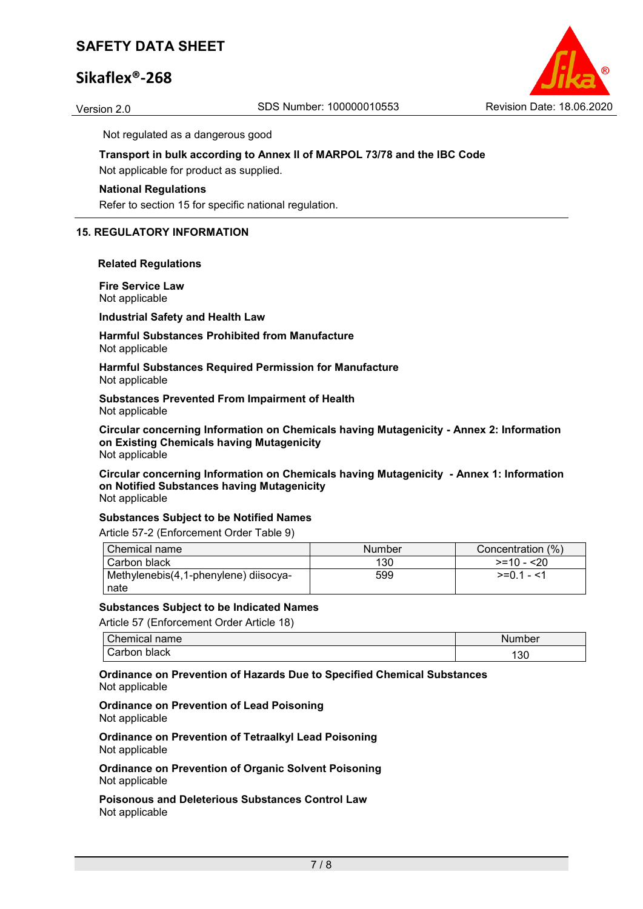Not regulated as a dangerous good

**Transport in bulk according to Annex II of MARPOL 73/78 and the IBC Code**

Not applicable for product as supplied.

**National Regulations**

Refer to section 15 for specific national regulation.

## 15. REGULATORY INFORMATION

**Related Regulations**

**Fire Service Law**
Not applicable

**Industrial Safety and Health Law**

**Harmful Substances Prohibited from Manufacture**
Not applicable

**Harmful Substances Required Permission for Manufacture**
Not applicable

**Substances Prevented From Impairment of Health**
Not applicable

**Circular concerning Information on Chemicals having Mutagenicity - Annex 2: Information on Existing Chemicals having Mutagenicity**
Not applicable

**Circular concerning Information on Chemicals having Mutagenicity - Annex 1: Information on Notified Substances having Mutagenicity**
Not applicable

**Substances Subject to be Notified Names**

Article 57-2 (Enforcement Order Table 9)

| Chemical name | Number | Concentration (%) |
|---|---|---|
| Carbon black | 130 | >=10 - <20 |
| Methylenebis(4,1-phenylene) diisocyanate | 599 | >=0.1 - <1 |

**Substances Subject to be Indicated Names**

Article 57 (Enforcement Order Article 18)

| Chemical name | Number |
|---|---|
| Carbon black | 130 |

**Ordinance on Prevention of Hazards Due to Specified Chemical Substances**
Not applicable

**Ordinance on Prevention of Lead Poisoning**
Not applicable

**Ordinance on Prevention of Tetraalkyl Lead Poisoning**
Not applicable

**Ordinance on Prevention of Organic Solvent Poisoning**
Not applicable

**Poisonous and Deleterious Substances Control Law**
Not applicable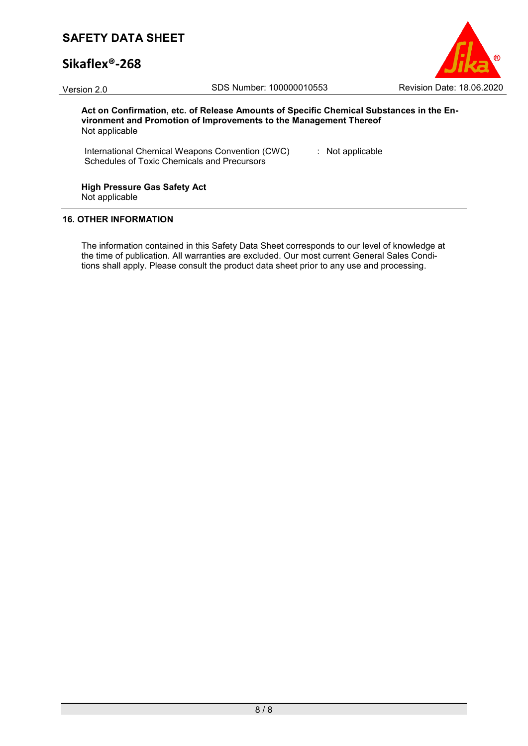**Act on Confirmation, etc. of Release Amounts of Specific Chemical Substances in the Environment and Promotion of Improvements to the Management Thereof**
Not applicable

International Chemical Weapons Convention (CWC) Schedules of Toxic Chemicals and Precursors : Not applicable

**High Pressure Gas Safety Act**
Not applicable

## 16. OTHER INFORMATION

The information contained in this Safety Data Sheet corresponds to our level of knowledge at the time of publication. All warranties are excluded. Our most current General Sales Conditions shall apply. Please consult the product data sheet prior to any use and processing.